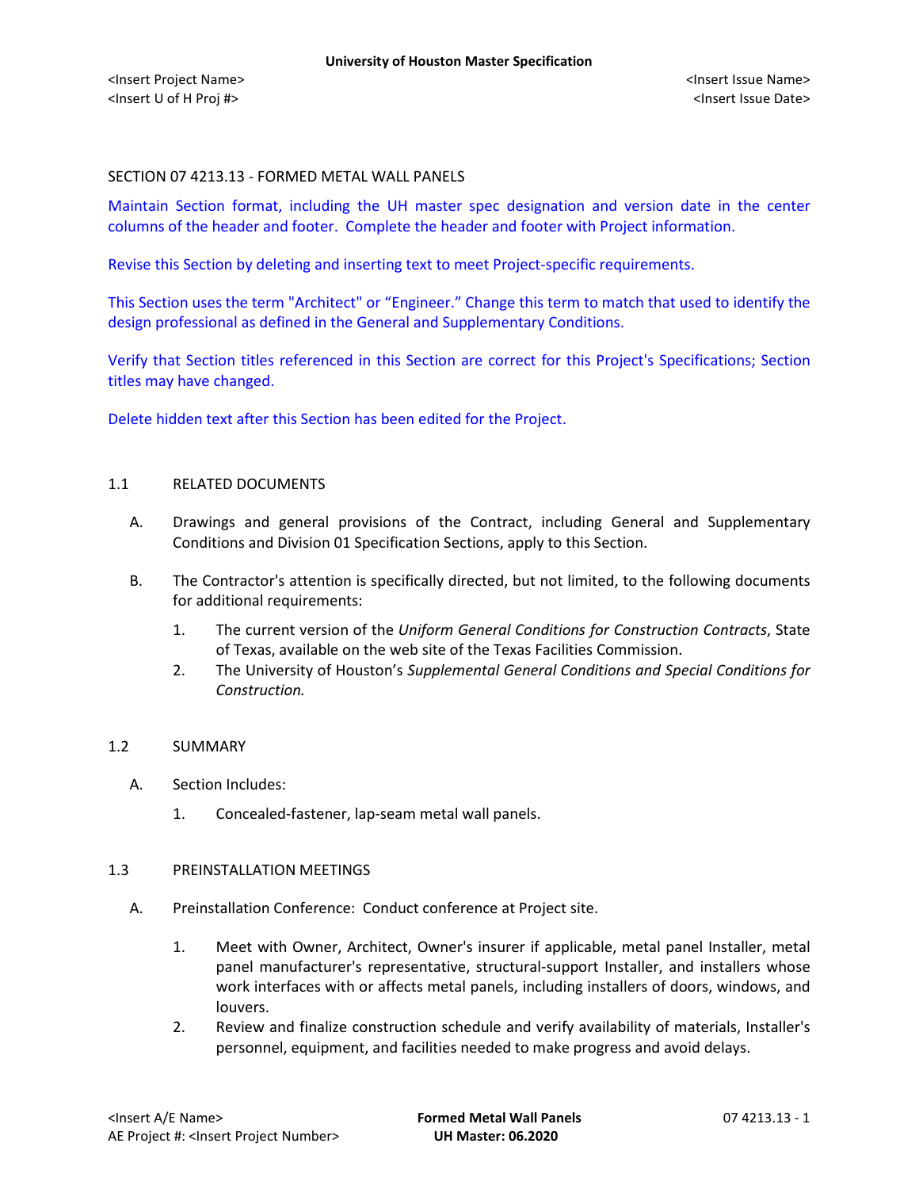SECTION 07 4213.13 - FORMED METAL WALL PANELS

Maintain Section format, including the UH master spec designation and version date in the center columns of the header and footer. Complete the header and footer with Project information.

Revise this Section by deleting and inserting text to meet Project-specific requirements.

This Section uses the term "Architect" or "Engineer." Change this term to match that used to identify the design professional as defined in the General and Supplementary Conditions.

Verify that Section titles referenced in this Section are correct for this Project's Specifications; Section titles may have changed.

Delete hidden text after this Section has been edited for the Project.

## 1.1 RELATED DOCUMENTS

A. Drawings and general provisions of the Contract, including General and Supplementary Conditions and Division 01 Specification Sections, apply to this Section.

B. The Contractor's attention is specifically directed, but not limited, to the following documents for additional requirements:

1. The current version of the *Uniform General Conditions for Construction Contracts*, State of Texas, available on the web site of the Texas Facilities Commission.
2. The University of Houston's *Supplemental General Conditions and Special Conditions for Construction.*

## 1.2 SUMMARY

A. Section Includes:

1. Concealed-fastener, lap-seam metal wall panels.

## 1.3 PREINSTALLATION MEETINGS

A. Preinstallation Conference: Conduct conference at Project site.

1. Meet with Owner, Architect, Owner's insurer if applicable, metal panel Installer, metal panel manufacturer's representative, structural-support Installer, and installers whose work interfaces with or affects metal panels, including installers of doors, windows, and louvers.
2. Review and finalize construction schedule and verify availability of materials, Installer's personnel, equipment, and facilities needed to make progress and avoid delays.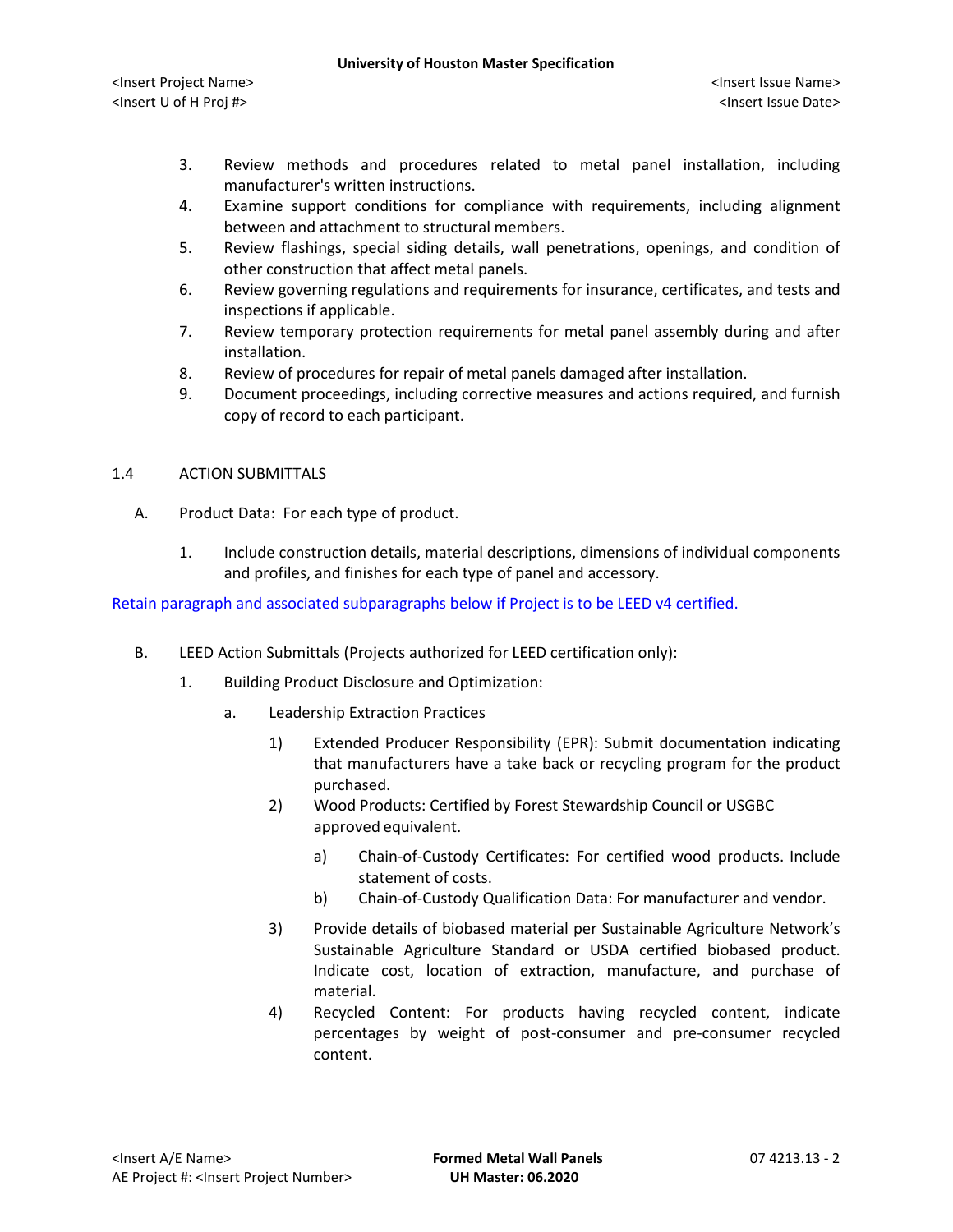3. Review methods and procedures related to metal panel installation, including manufacturer's written instructions.
4. Examine support conditions for compliance with requirements, including alignment between and attachment to structural members.
5. Review flashings, special siding details, wall penetrations, openings, and condition of other construction that affect metal panels.
6. Review governing regulations and requirements for insurance, certificates, and tests and inspections if applicable.
7. Review temporary protection requirements for metal panel assembly during and after installation.
8. Review of procedures for repair of metal panels damaged after installation.
9. Document proceedings, including corrective measures and actions required, and furnish copy of record to each participant.

## 1.4 ACTION SUBMITTALS

A. Product Data: For each type of product.

1. Include construction details, material descriptions, dimensions of individual components and profiles, and finishes for each type of panel and accessory.

Retain paragraph and associated subparagraphs below if Project is to be LEED v4 certified.

B. LEED Action Submittals (Projects authorized for LEED certification only):

1. Building Product Disclosure and Optimization:
   a. Leadership Extraction Practices
      1) Extended Producer Responsibility (EPR): Submit documentation indicating that manufacturers have a take back or recycling program for the product purchased.
      2) Wood Products: Certified by Forest Stewardship Council or USGBC approved equivalent.
         a) Chain-of-Custody Certificates: For certified wood products. Include statement of costs.
         b) Chain-of-Custody Qualification Data: For manufacturer and vendor.
      3) Provide details of biobased material per Sustainable Agriculture Network's Sustainable Agriculture Standard or USDA certified biobased product. Indicate cost, location of extraction, manufacture, and purchase of material.
      4) Recycled Content: For products having recycled content, indicate percentages by weight of post-consumer and pre-consumer recycled content.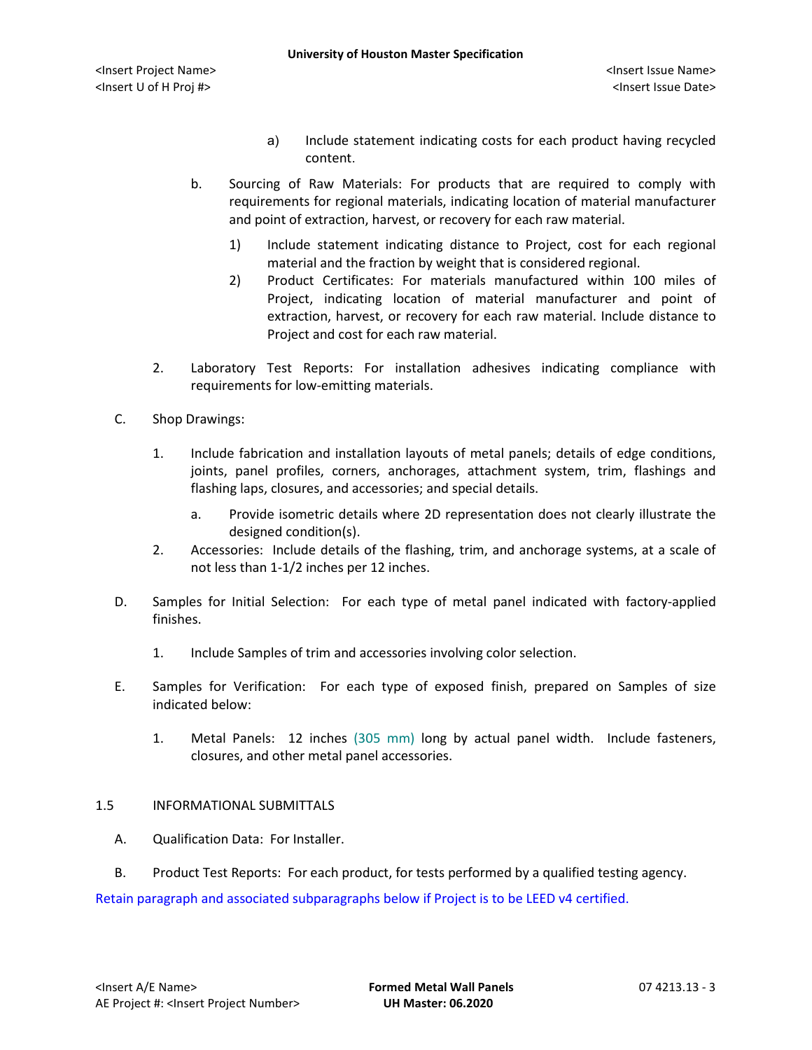a) Include statement indicating costs for each product having recycled content.

b. Sourcing of Raw Materials: For products that are required to comply with requirements for regional materials, indicating location of material manufacturer and point of extraction, harvest, or recovery for each raw material.

1) Include statement indicating distance to Project, cost for each regional material and the fraction by weight that is considered regional.

2) Product Certificates: For materials manufactured within 100 miles of Project, indicating location of material manufacturer and point of extraction, harvest, or recovery for each raw material. Include distance to Project and cost for each raw material.

2. Laboratory Test Reports: For installation adhesives indicating compliance with requirements for low-emitting materials.

C. Shop Drawings:

1. Include fabrication and installation layouts of metal panels; details of edge conditions, joints, panel profiles, corners, anchorages, attachment system, trim, flashings and flashing laps, closures, and accessories; and special details.

a. Provide isometric details where 2D representation does not clearly illustrate the designed condition(s).

2. Accessories: Include details of the flashing, trim, and anchorage systems, at a scale of not less than 1-1/2 inches per 12 inches.

D. Samples for Initial Selection: For each type of metal panel indicated with factory-applied finishes.

1. Include Samples of trim and accessories involving color selection.

E. Samples for Verification: For each type of exposed finish, prepared on Samples of size indicated below:

1. Metal Panels: 12 inches (305 mm) long by actual panel width. Include fasteners, closures, and other metal panel accessories.

## 1.5 INFORMATIONAL SUBMITTALS

A. Qualification Data: For Installer.

B. Product Test Reports: For each product, for tests performed by a qualified testing agency.

Retain paragraph and associated subparagraphs below if Project is to be LEED v4 certified.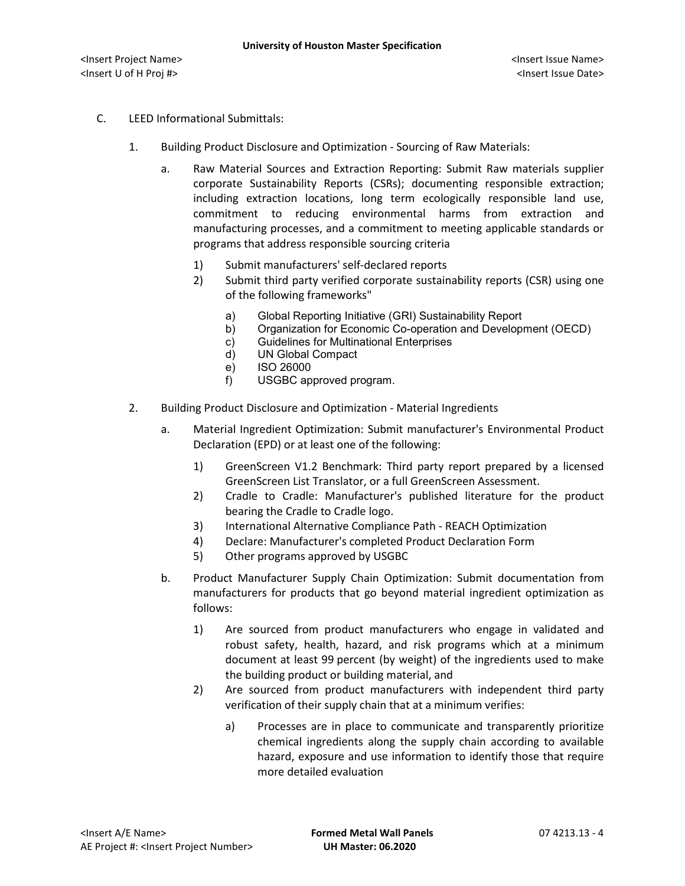C. LEED Informational Submittals:

1. Building Product Disclosure and Optimization - Sourcing of Raw Materials:

   a. Raw Material Sources and Extraction Reporting: Submit Raw materials supplier corporate Sustainability Reports (CSRs); documenting responsible extraction; including extraction locations, long term ecologically responsible land use, commitment to reducing environmental harms from extraction and manufacturing processes, and a commitment to meeting applicable standards or programs that address responsible sourcing criteria

      1) Submit manufacturers' self-declared reports
      2) Submit third party verified corporate sustainability reports (CSR) using one of the following frameworks"

         a) Global Reporting Initiative (GRI) Sustainability Report
         b) Organization for Economic Co-operation and Development (OECD)
         c) Guidelines for Multinational Enterprises
         d) UN Global Compact
         e) ISO 26000
         f) USGBC approved program.

2. Building Product Disclosure and Optimization - Material Ingredients

   a. Material Ingredient Optimization: Submit manufacturer's Environmental Product Declaration (EPD) or at least one of the following:

      1) GreenScreen V1.2 Benchmark: Third party report prepared by a licensed GreenScreen List Translator, or a full GreenScreen Assessment.
      2) Cradle to Cradle: Manufacturer's published literature for the product bearing the Cradle to Cradle logo.
      3) International Alternative Compliance Path - REACH Optimization
      4) Declare: Manufacturer's completed Product Declaration Form
      5) Other programs approved by USGBC

   b. Product Manufacturer Supply Chain Optimization: Submit documentation from manufacturers for products that go beyond material ingredient optimization as follows:

      1) Are sourced from product manufacturers who engage in validated and robust safety, health, hazard, and risk programs which at a minimum document at least 99 percent (by weight) of the ingredients used to make the building product or building material, and
      2) Are sourced from product manufacturers with independent third party verification of their supply chain that at a minimum verifies:

         a) Processes are in place to communicate and transparently prioritize chemical ingredients along the supply chain according to available hazard, exposure and use information to identify those that require more detailed evaluation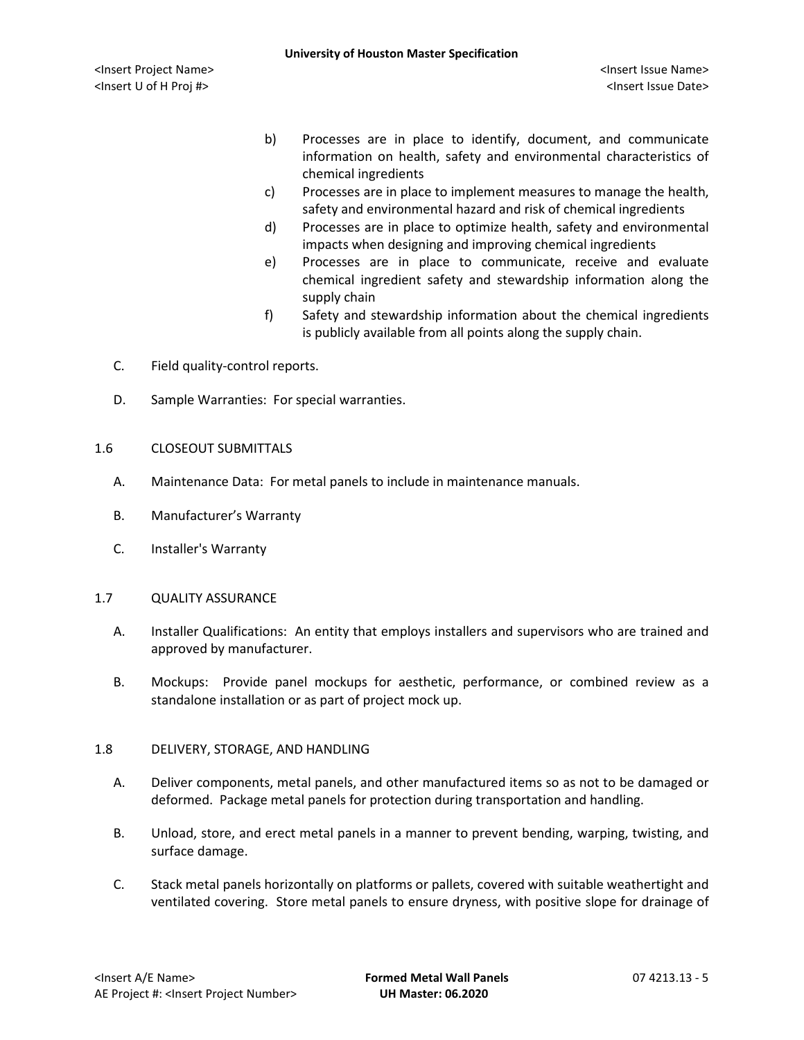b) Processes are in place to identify, document, and communicate information on health, safety and environmental characteristics of chemical ingredients

c) Processes are in place to implement measures to manage the health, safety and environmental hazard and risk of chemical ingredients

d) Processes are in place to optimize health, safety and environmental impacts when designing and improving chemical ingredients

e) Processes are in place to communicate, receive and evaluate chemical ingredient safety and stewardship information along the supply chain

f) Safety and stewardship information about the chemical ingredients is publicly available from all points along the supply chain.

C. Field quality-control reports.

D. Sample Warranties: For special warranties.

## 1.6 CLOSEOUT SUBMITTALS

A. Maintenance Data: For metal panels to include in maintenance manuals.

B. Manufacturer's Warranty

C. Installer's Warranty

## 1.7 QUALITY ASSURANCE

A. Installer Qualifications: An entity that employs installers and supervisors who are trained and approved by manufacturer.

B. Mockups: Provide panel mockups for aesthetic, performance, or combined review as a standalone installation or as part of project mock up.

## 1.8 DELIVERY, STORAGE, AND HANDLING

A. Deliver components, metal panels, and other manufactured items so as not to be damaged or deformed. Package metal panels for protection during transportation and handling.

B. Unload, store, and erect metal panels in a manner to prevent bending, warping, twisting, and surface damage.

C. Stack metal panels horizontally on platforms or pallets, covered with suitable weathertight and ventilated covering. Store metal panels to ensure dryness, with positive slope for drainage of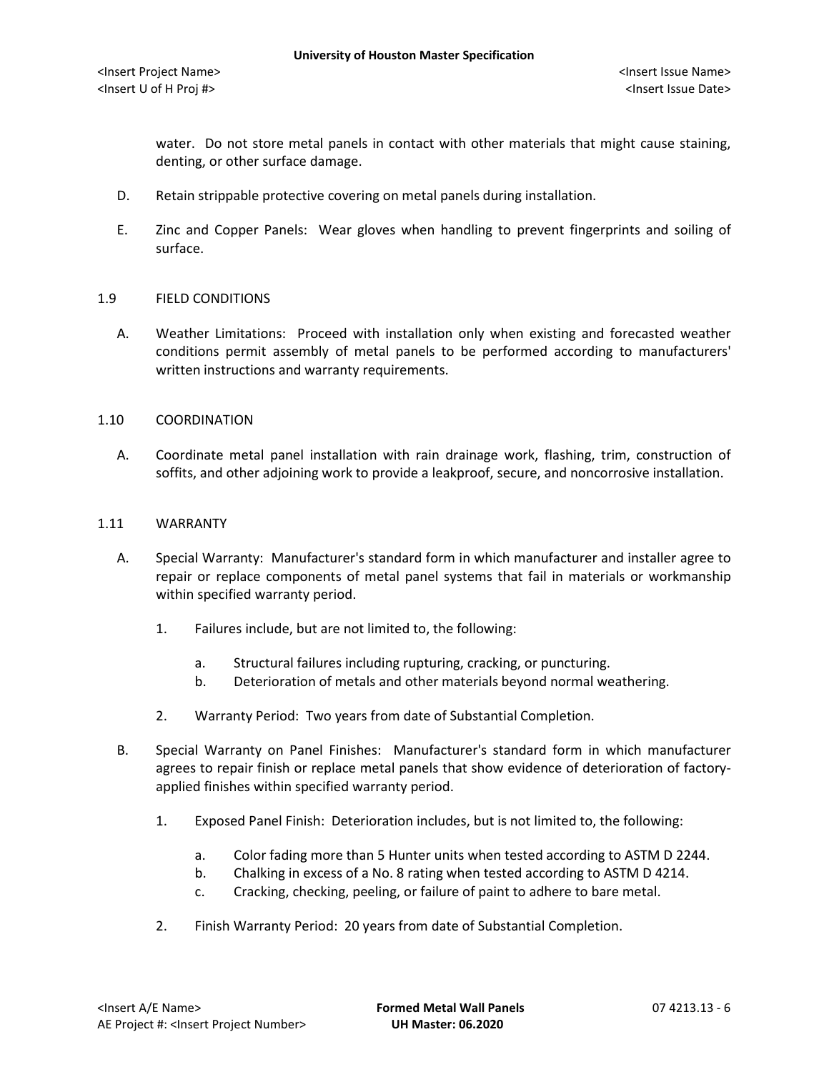water. Do not store metal panels in contact with other materials that might cause staining, denting, or other surface damage.

D. Retain strippable protective covering on metal panels during installation.

E. Zinc and Copper Panels: Wear gloves when handling to prevent fingerprints and soiling of surface.

## 1.9 FIELD CONDITIONS

A. Weather Limitations: Proceed with installation only when existing and forecasted weather conditions permit assembly of metal panels to be performed according to manufacturers' written instructions and warranty requirements.

## 1.10 COORDINATION

A. Coordinate metal panel installation with rain drainage work, flashing, trim, construction of soffits, and other adjoining work to provide a leakproof, secure, and noncorrosive installation.

## 1.11 WARRANTY

A. Special Warranty: Manufacturer's standard form in which manufacturer and installer agree to repair or replace components of metal panel systems that fail in materials or workmanship within specified warranty period.

1. Failures include, but are not limited to, the following:
   a. Structural failures including rupturing, cracking, or puncturing.
   b. Deterioration of metals and other materials beyond normal weathering.
2. Warranty Period: Two years from date of Substantial Completion.

B. Special Warranty on Panel Finishes: Manufacturer's standard form in which manufacturer agrees to repair finish or replace metal panels that show evidence of deterioration of factory-applied finishes within specified warranty period.

1. Exposed Panel Finish: Deterioration includes, but is not limited to, the following:
   a. Color fading more than 5 Hunter units when tested according to ASTM D 2244.
   b. Chalking in excess of a No. 8 rating when tested according to ASTM D 4214.
   c. Cracking, checking, peeling, or failure of paint to adhere to bare metal.
2. Finish Warranty Period: 20 years from date of Substantial Completion.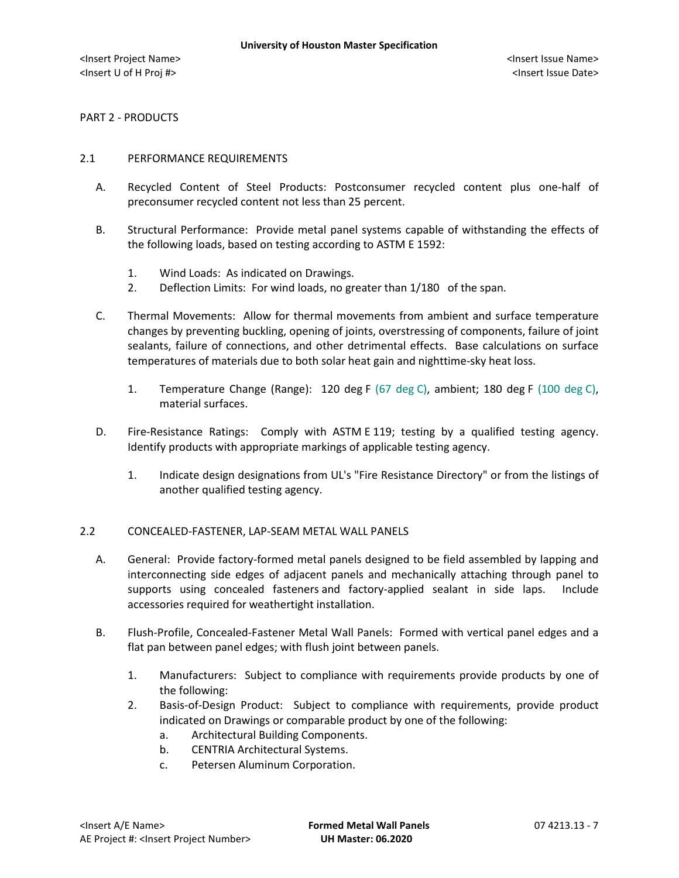PART 2 - PRODUCTS

## 2.1 PERFORMANCE REQUIREMENTS

A. Recycled Content of Steel Products: Postconsumer recycled content plus one-half of preconsumer recycled content not less than 25 percent.

B. Structural Performance: Provide metal panel systems capable of withstanding the effects of the following loads, based on testing according to ASTM E 1592:

1. Wind Loads: As indicated on Drawings.
2. Deflection Limits: For wind loads, no greater than 1/180 of the span.

C. Thermal Movements: Allow for thermal movements from ambient and surface temperature changes by preventing buckling, opening of joints, overstressing of components, failure of joint sealants, failure of connections, and other detrimental effects. Base calculations on surface temperatures of materials due to both solar heat gain and nighttime-sky heat loss.

1. Temperature Change (Range): 120 deg F (67 deg C), ambient; 180 deg F (100 deg C), material surfaces.

D. Fire-Resistance Ratings: Comply with ASTM E 119; testing by a qualified testing agency. Identify products with appropriate markings of applicable testing agency.

1. Indicate design designations from UL's "Fire Resistance Directory" or from the listings of another qualified testing agency.

## 2.2 CONCEALED-FASTENER, LAP-SEAM METAL WALL PANELS

A. General: Provide factory-formed metal panels designed to be field assembled by lapping and interconnecting side edges of adjacent panels and mechanically attaching through panel to supports using concealed fasteners and factory-applied sealant in side laps. Include accessories required for weathertight installation.

B. Flush-Profile, Concealed-Fastener Metal Wall Panels: Formed with vertical panel edges and a flat pan between panel edges; with flush joint between panels.

1. Manufacturers: Subject to compliance with requirements provide products by one of the following:
2. Basis-of-Design Product: Subject to compliance with requirements, provide product indicated on Drawings or comparable product by one of the following:
   a. Architectural Building Components.
   b. CENTRIA Architectural Systems.
   c. Petersen Aluminum Corporation.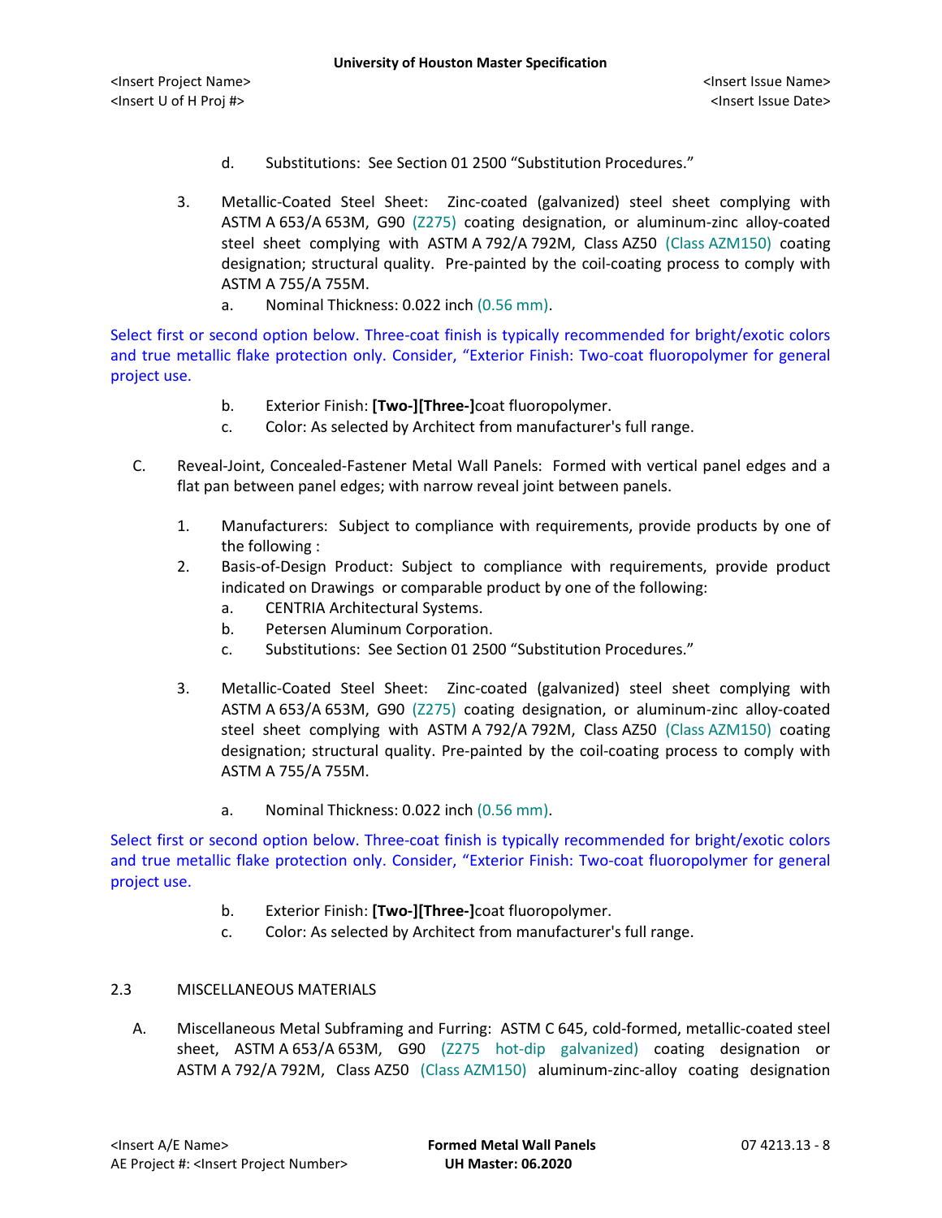d. Substitutions: See Section 01 2500 “Substitution Procedures.”

3. Metallic-Coated Steel Sheet: Zinc-coated (galvanized) steel sheet complying with ASTM A 653/A 653M, G90 (Z275) coating designation, or aluminum-zinc alloy-coated steel sheet complying with ASTM A 792/A 792M, Class AZ50 (Class AZM150) coating designation; structural quality. Pre-painted by the coil-coating process to comply with ASTM A 755/A 755M.
   a. Nominal Thickness: 0.022 inch (0.56 mm).

Select first or second option below. Three-coat finish is typically recommended for bright/exotic colors and true metallic flake protection only. Consider, “Exterior Finish: Two-coat fluoropolymer for general project use.

   b. Exterior Finish: **[Two-][Three-]**coat fluoropolymer.
   c. Color: As selected by Architect from manufacturer's full range.

C. Reveal-Joint, Concealed-Fastener Metal Wall Panels: Formed with vertical panel edges and a flat pan between panel edges; with narrow reveal joint between panels.

1. Manufacturers: Subject to compliance with requirements, provide products by one of the following :
2. Basis-of-Design Product: Subject to compliance with requirements, provide product indicated on Drawings or comparable product by one of the following:
   a. CENTRIA Architectural Systems.
   b. Petersen Aluminum Corporation.
   c. Substitutions: See Section 01 2500 “Substitution Procedures.”

3. Metallic-Coated Steel Sheet: Zinc-coated (galvanized) steel sheet complying with ASTM A 653/A 653M, G90 (Z275) coating designation, or aluminum-zinc alloy-coated steel sheet complying with ASTM A 792/A 792M, Class AZ50 (Class AZM150) coating designation; structural quality. Pre-painted by the coil-coating process to comply with ASTM A 755/A 755M.

   a. Nominal Thickness: 0.022 inch (0.56 mm).

Select first or second option below. Three-coat finish is typically recommended for bright/exotic colors and true metallic flake protection only. Consider, “Exterior Finish: Two-coat fluoropolymer for general project use.

   b. Exterior Finish: **[Two-][Three-]**coat fluoropolymer.
   c. Color: As selected by Architect from manufacturer's full range.

## 2.3 MISCELLANEOUS MATERIALS

A. Miscellaneous Metal Subframing and Furring: ASTM C 645, cold-formed, metallic-coated steel sheet, ASTM A 653/A 653M, G90 (Z275 hot-dip galvanized) coating designation or ASTM A 792/A 792M, Class AZ50 (Class AZM150) aluminum-zinc-alloy coating designation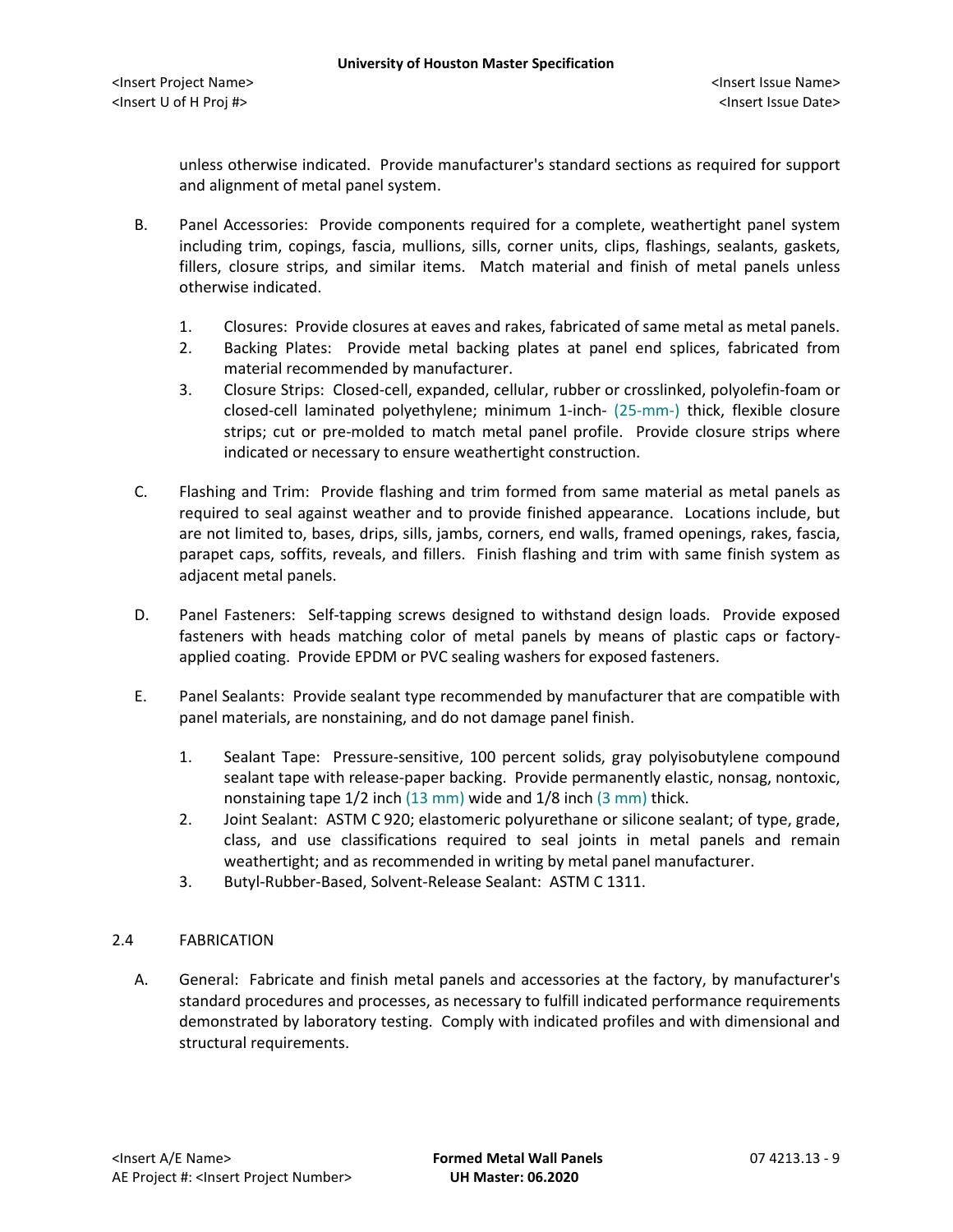unless otherwise indicated. Provide manufacturer's standard sections as required for support and alignment of metal panel system.

B. Panel Accessories: Provide components required for a complete, weathertight panel system including trim, copings, fascia, mullions, sills, corner units, clips, flashings, sealants, gaskets, fillers, closure strips, and similar items. Match material and finish of metal panels unless otherwise indicated.

1. Closures: Provide closures at eaves and rakes, fabricated of same metal as metal panels.
2. Backing Plates: Provide metal backing plates at panel end splices, fabricated from material recommended by manufacturer.
3. Closure Strips: Closed-cell, expanded, cellular, rubber or crosslinked, polyolefin-foam or closed-cell laminated polyethylene; minimum 1-inch- (25-mm-) thick, flexible closure strips; cut or pre-molded to match metal panel profile. Provide closure strips where indicated or necessary to ensure weathertight construction.

C. Flashing and Trim: Provide flashing and trim formed from same material as metal panels as required to seal against weather and to provide finished appearance. Locations include, but are not limited to, bases, drips, sills, jambs, corners, end walls, framed openings, rakes, fascia, parapet caps, soffits, reveals, and fillers. Finish flashing and trim with same finish system as adjacent metal panels.

D. Panel Fasteners: Self-tapping screws designed to withstand design loads. Provide exposed fasteners with heads matching color of metal panels by means of plastic caps or factory-applied coating. Provide EPDM or PVC sealing washers for exposed fasteners.

E. Panel Sealants: Provide sealant type recommended by manufacturer that are compatible with panel materials, are nonstaining, and do not damage panel finish.

1. Sealant Tape: Pressure-sensitive, 100 percent solids, gray polyisobutylene compound sealant tape with release-paper backing. Provide permanently elastic, nonsag, nontoxic, nonstaining tape 1/2 inch (13 mm) wide and 1/8 inch (3 mm) thick.
2. Joint Sealant: ASTM C 920; elastomeric polyurethane or silicone sealant; of type, grade, class, and use classifications required to seal joints in metal panels and remain weathertight; and as recommended in writing by metal panel manufacturer.
3. Butyl-Rubber-Based, Solvent-Release Sealant: ASTM C 1311.

## 2.4 FABRICATION

A. General: Fabricate and finish metal panels and accessories at the factory, by manufacturer's standard procedures and processes, as necessary to fulfill indicated performance requirements demonstrated by laboratory testing. Comply with indicated profiles and with dimensional and structural requirements.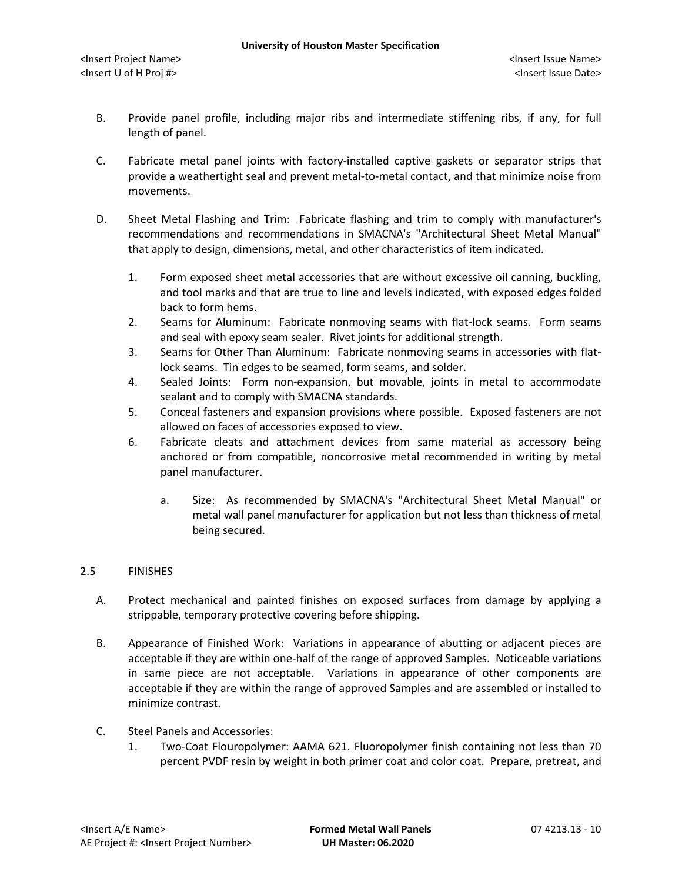B. Provide panel profile, including major ribs and intermediate stiffening ribs, if any, for full length of panel.

C. Fabricate metal panel joints with factory-installed captive gaskets or separator strips that provide a weathertight seal and prevent metal-to-metal contact, and that minimize noise from movements.

D. Sheet Metal Flashing and Trim: Fabricate flashing and trim to comply with manufacturer's recommendations and recommendations in SMACNA's "Architectural Sheet Metal Manual" that apply to design, dimensions, metal, and other characteristics of item indicated.

   1. Form exposed sheet metal accessories that are without excessive oil canning, buckling, and tool marks and that are true to line and levels indicated, with exposed edges folded back to form hems.
   2. Seams for Aluminum: Fabricate nonmoving seams with flat-lock seams. Form seams and seal with epoxy seam sealer. Rivet joints for additional strength.
   3. Seams for Other Than Aluminum: Fabricate nonmoving seams in accessories with flat-lock seams. Tin edges to be seamed, form seams, and solder.
   4. Sealed Joints: Form non-expansion, but movable, joints in metal to accommodate sealant and to comply with SMACNA standards.
   5. Conceal fasteners and expansion provisions where possible. Exposed fasteners are not allowed on faces of accessories exposed to view.
   6. Fabricate cleats and attachment devices from same material as accessory being anchored or from compatible, noncorrosive metal recommended in writing by metal panel manufacturer.

      a. Size: As recommended by SMACNA's "Architectural Sheet Metal Manual" or metal wall panel manufacturer for application but not less than thickness of metal being secured.

## 2.5 FINISHES

A. Protect mechanical and painted finishes on exposed surfaces from damage by applying a strippable, temporary protective covering before shipping.

B. Appearance of Finished Work: Variations in appearance of abutting or adjacent pieces are acceptable if they are within one-half of the range of approved Samples. Noticeable variations in same piece are not acceptable. Variations in appearance of other components are acceptable if they are within the range of approved Samples and are assembled or installed to minimize contrast.

C. Steel Panels and Accessories:

   1. Two-Coat Flouropolymer: AAMA 621. Fluoropolymer finish containing not less than 70 percent PVDF resin by weight in both primer coat and color coat. Prepare, pretreat, and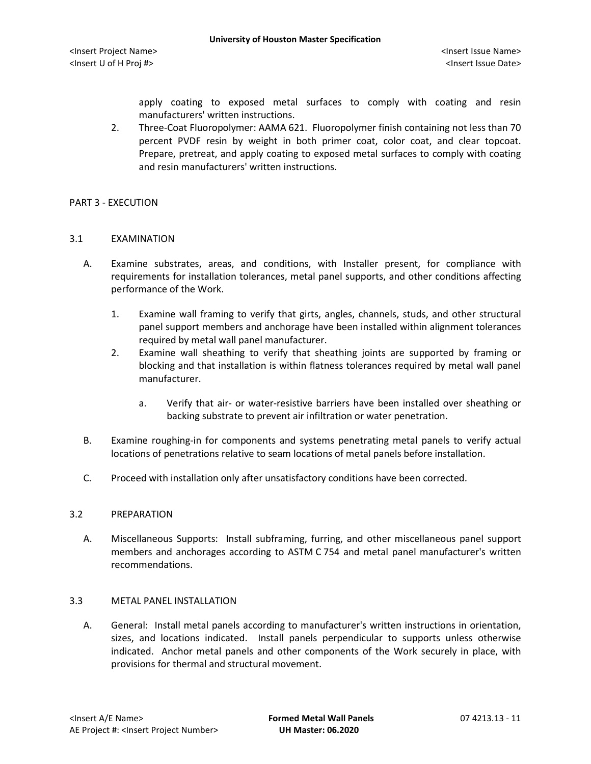apply coating to exposed metal surfaces to comply with coating and resin manufacturers' written instructions.

2. Three-Coat Fluoropolymer: AAMA 621. Fluoropolymer finish containing not less than 70 percent PVDF resin by weight in both primer coat, color coat, and clear topcoat. Prepare, pretreat, and apply coating to exposed metal surfaces to comply with coating and resin manufacturers' written instructions.

## PART 3 - EXECUTION

### 3.1 EXAMINATION

A. Examine substrates, areas, and conditions, with Installer present, for compliance with requirements for installation tolerances, metal panel supports, and other conditions affecting performance of the Work.

1. Examine wall framing to verify that girts, angles, channels, studs, and other structural panel support members and anchorage have been installed within alignment tolerances required by metal wall panel manufacturer.
2. Examine wall sheathing to verify that sheathing joints are supported by framing or blocking and that installation is within flatness tolerances required by metal wall panel manufacturer.

   a. Verify that air- or water-resistive barriers have been installed over sheathing or backing substrate to prevent air infiltration or water penetration.

B. Examine roughing-in for components and systems penetrating metal panels to verify actual locations of penetrations relative to seam locations of metal panels before installation.

C. Proceed with installation only after unsatisfactory conditions have been corrected.

### 3.2 PREPARATION

A. Miscellaneous Supports: Install subframing, furring, and other miscellaneous panel support members and anchorages according to ASTM C 754 and metal panel manufacturer's written recommendations.

### 3.3 METAL PANEL INSTALLATION

A. General: Install metal panels according to manufacturer's written instructions in orientation, sizes, and locations indicated. Install panels perpendicular to supports unless otherwise indicated. Anchor metal panels and other components of the Work securely in place, with provisions for thermal and structural movement.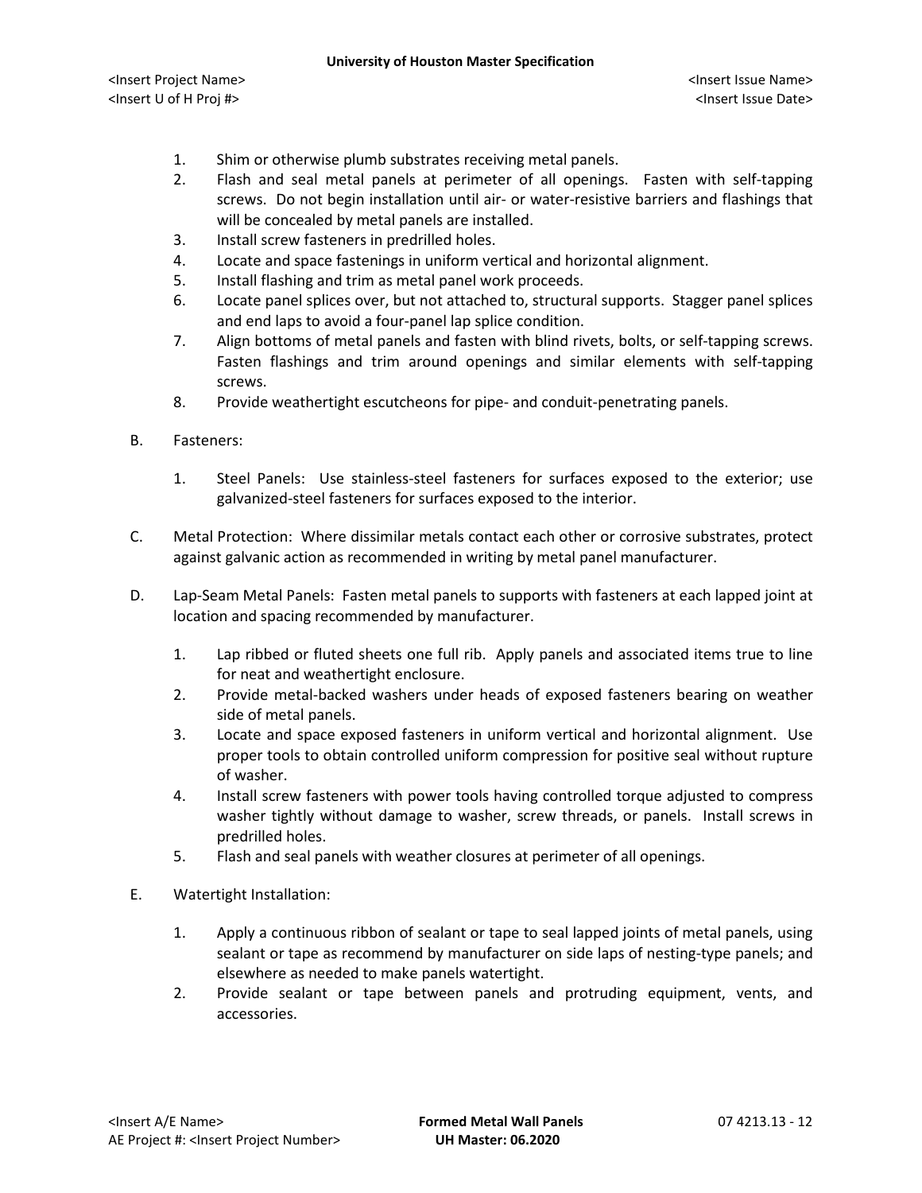1. Shim or otherwise plumb substrates receiving metal panels.
2. Flash and seal metal panels at perimeter of all openings. Fasten with self-tapping screws. Do not begin installation until air- or water-resistive barriers and flashings that will be concealed by metal panels are installed.
3. Install screw fasteners in predrilled holes.
4. Locate and space fastenings in uniform vertical and horizontal alignment.
5. Install flashing and trim as metal panel work proceeds.
6. Locate panel splices over, but not attached to, structural supports. Stagger panel splices and end laps to avoid a four-panel lap splice condition.
7. Align bottoms of metal panels and fasten with blind rivets, bolts, or self-tapping screws. Fasten flashings and trim around openings and similar elements with self-tapping screws.
8. Provide weathertight escutcheons for pipe- and conduit-penetrating panels.

B. Fasteners:

1. Steel Panels: Use stainless-steel fasteners for surfaces exposed to the exterior; use galvanized-steel fasteners for surfaces exposed to the interior.

C. Metal Protection: Where dissimilar metals contact each other or corrosive substrates, protect against galvanic action as recommended in writing by metal panel manufacturer.

D. Lap-Seam Metal Panels: Fasten metal panels to supports with fasteners at each lapped joint at location and spacing recommended by manufacturer.

1. Lap ribbed or fluted sheets one full rib. Apply panels and associated items true to line for neat and weathertight enclosure.
2. Provide metal-backed washers under heads of exposed fasteners bearing on weather side of metal panels.
3. Locate and space exposed fasteners in uniform vertical and horizontal alignment. Use proper tools to obtain controlled uniform compression for positive seal without rupture of washer.
4. Install screw fasteners with power tools having controlled torque adjusted to compress washer tightly without damage to washer, screw threads, or panels. Install screws in predrilled holes.
5. Flash and seal panels with weather closures at perimeter of all openings.

E. Watertight Installation:

1. Apply a continuous ribbon of sealant or tape to seal lapped joints of metal panels, using sealant or tape as recommend by manufacturer on side laps of nesting-type panels; and elsewhere as needed to make panels watertight.
2. Provide sealant or tape between panels and protruding equipment, vents, and accessories.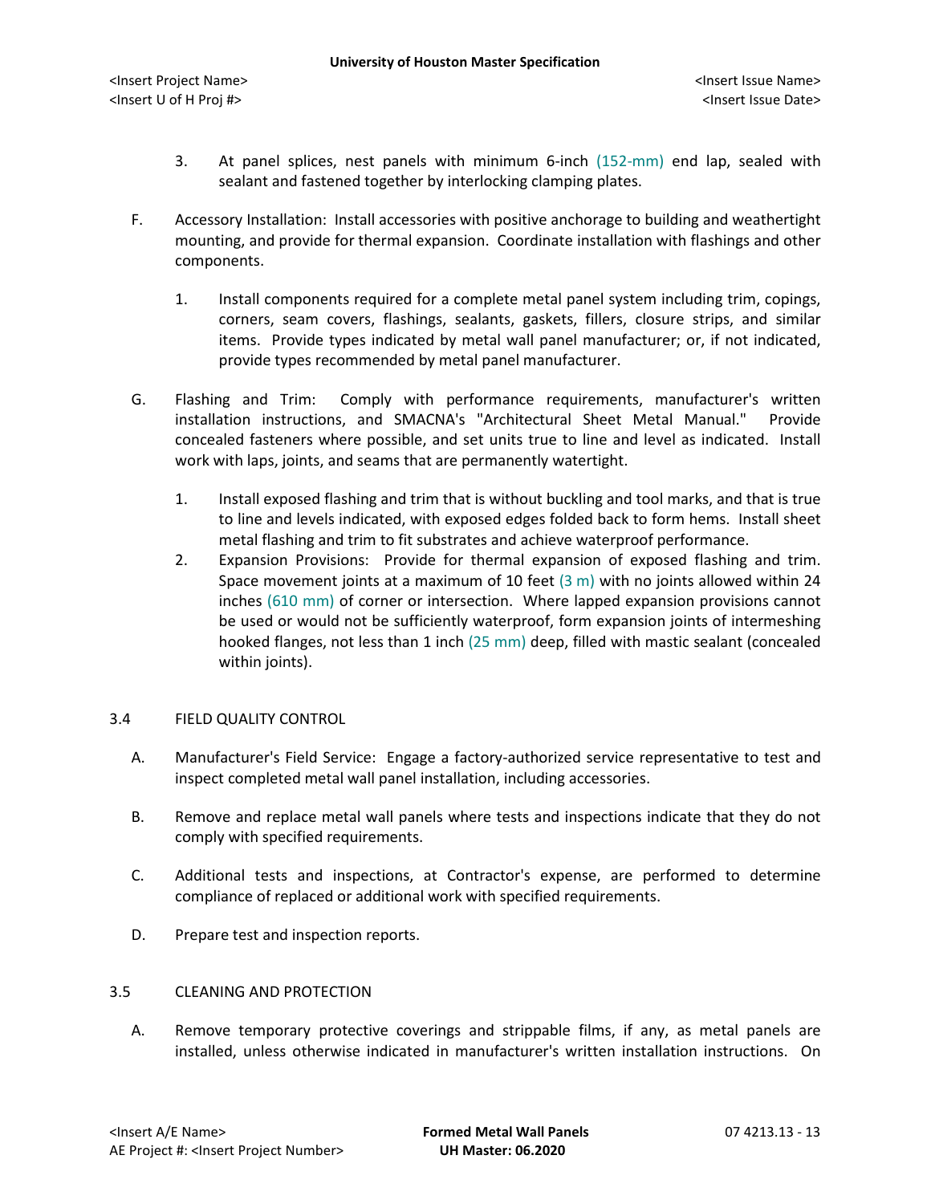3. At panel splices, nest panels with minimum 6-inch (152-mm) end lap, sealed with sealant and fastened together by interlocking clamping plates.

F. Accessory Installation: Install accessories with positive anchorage to building and weathertight mounting, and provide for thermal expansion. Coordinate installation with flashings and other components.

1. Install components required for a complete metal panel system including trim, copings, corners, seam covers, flashings, sealants, gaskets, fillers, closure strips, and similar items. Provide types indicated by metal wall panel manufacturer; or, if not indicated, provide types recommended by metal panel manufacturer.

G. Flashing and Trim: Comply with performance requirements, manufacturer's written installation instructions, and SMACNA's "Architectural Sheet Metal Manual." Provide concealed fasteners where possible, and set units true to line and level as indicated. Install work with laps, joints, and seams that are permanently watertight.

1. Install exposed flashing and trim that is without buckling and tool marks, and that is true to line and levels indicated, with exposed edges folded back to form hems. Install sheet metal flashing and trim to fit substrates and achieve waterproof performance.
2. Expansion Provisions: Provide for thermal expansion of exposed flashing and trim. Space movement joints at a maximum of 10 feet (3 m) with no joints allowed within 24 inches (610 mm) of corner or intersection. Where lapped expansion provisions cannot be used or would not be sufficiently waterproof, form expansion joints of intermeshing hooked flanges, not less than 1 inch (25 mm) deep, filled with mastic sealant (concealed within joints).

## 3.4 FIELD QUALITY CONTROL

A. Manufacturer's Field Service: Engage a factory-authorized service representative to test and inspect completed metal wall panel installation, including accessories.

B. Remove and replace metal wall panels where tests and inspections indicate that they do not comply with specified requirements.

C. Additional tests and inspections, at Contractor's expense, are performed to determine compliance of replaced or additional work with specified requirements.

D. Prepare test and inspection reports.

## 3.5 CLEANING AND PROTECTION

A. Remove temporary protective coverings and strippable films, if any, as metal panels are installed, unless otherwise indicated in manufacturer's written installation instructions. On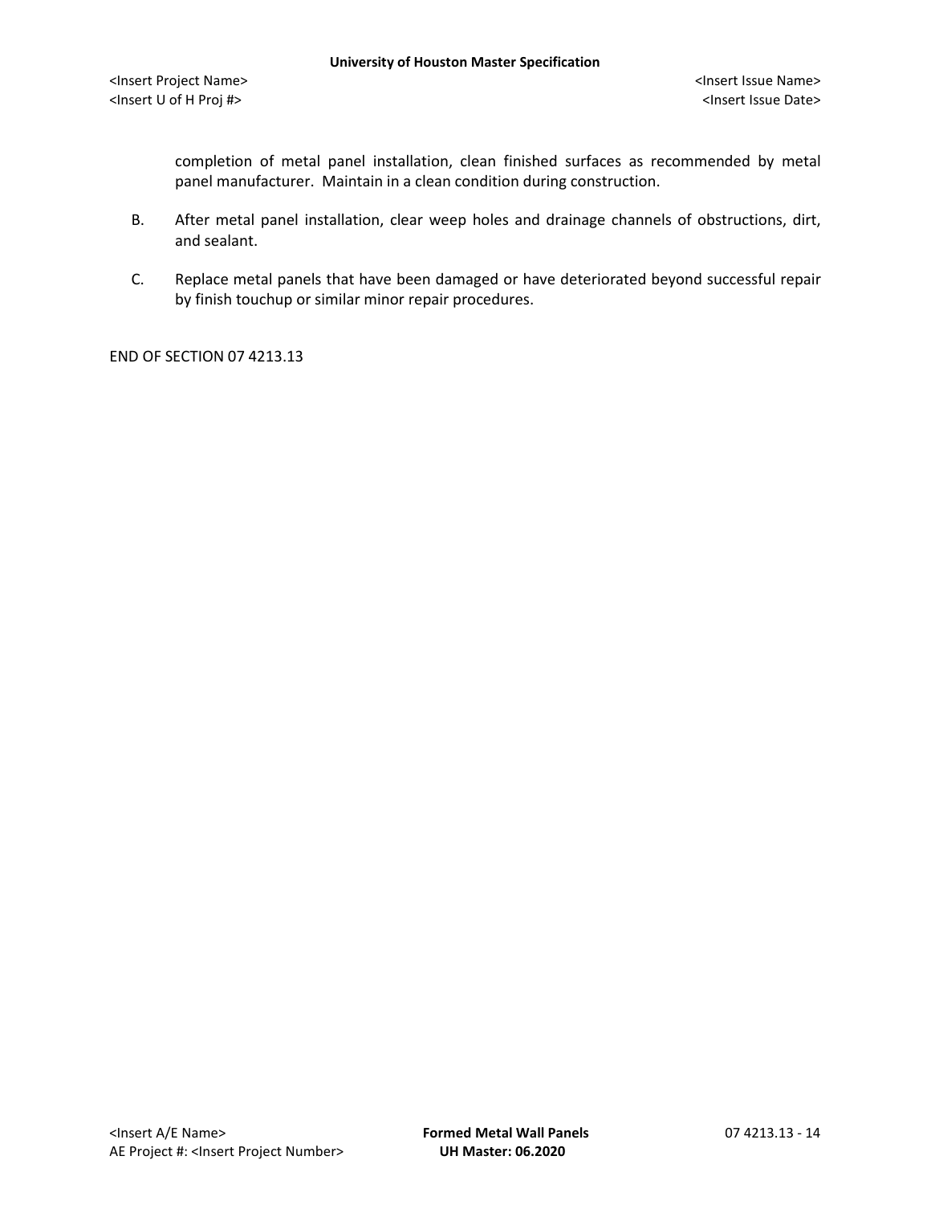completion of metal panel installation, clean finished surfaces as recommended by metal panel manufacturer. Maintain in a clean condition during construction.

B. After metal panel installation, clear weep holes and drainage channels of obstructions, dirt, and sealant.

C. Replace metal panels that have been damaged or have deteriorated beyond successful repair by finish touchup or similar minor repair procedures.

END OF SECTION 07 4213.13